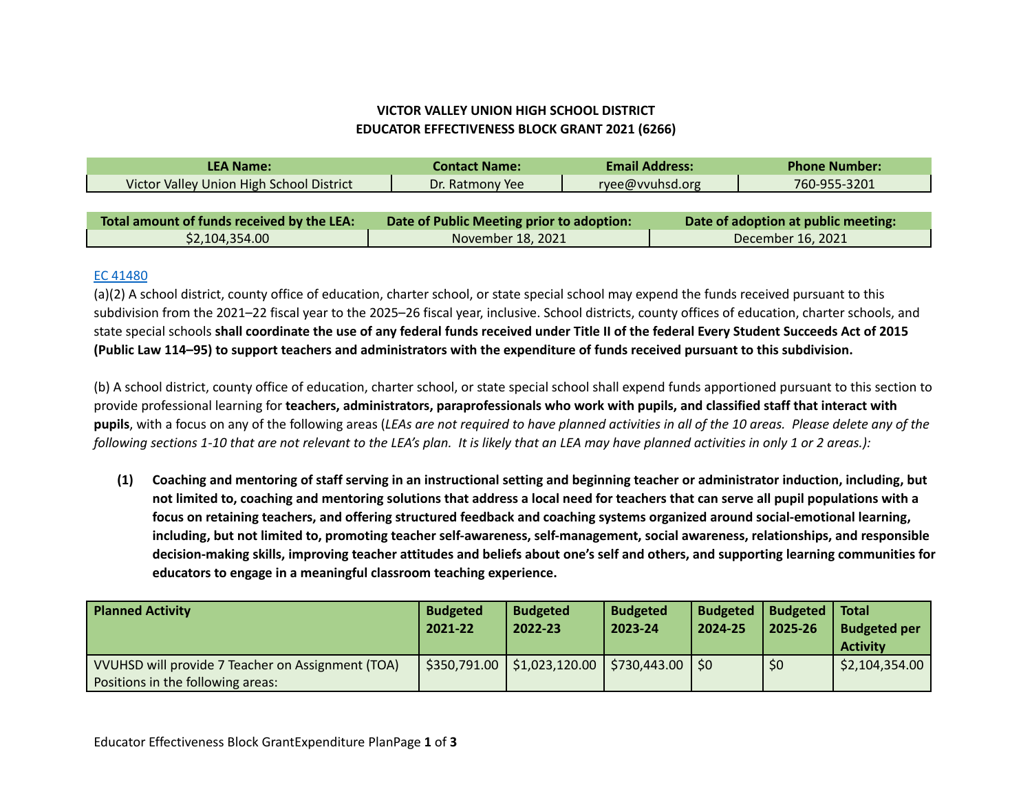**VICTOR VALLEY UNION HIGH SCHOOL DISTRICT**
**EDUCATOR EFFECTIVENESS BLOCK GRANT 2021 (6266)**

| LEA Name: | Contact Name: | Email Address: | Phone Number: |
|---|---|---|---|
| Victor Valley Union High School District | Dr. Ratmony Yee | ryee@vvuhsd.org | 760-955-3201 |

| Total amount of funds received by the LEA: | Date of Public Meeting prior to adoption: | Date of adoption at public meeting: |
|---|---|---|
| $2,104,354.00 | November 18, 2021 | December 16, 2021 |

EC 41480

(a)(2) A school district, county office of education, charter school, or state special school may expend the funds received pursuant to this subdivision from the 2021–22 fiscal year to the 2025–26 fiscal year, inclusive. School districts, county offices of education, charter schools, and state special schools **shall coordinate the use of any federal funds received under Title II of the federal Every Student Succeeds Act of 2015 (Public Law 114–95) to support teachers and administrators with the expenditure of funds received pursuant to this subdivision.**

(b) A school district, county office of education, charter school, or state special school shall expend funds apportioned pursuant to this section to provide professional learning for **teachers, administrators, paraprofessionals who work with pupils, and classified staff that interact with pupils**, with a focus on any of the following areas (*LEAs are not required to have planned activities in all of the 10 areas. Please delete any of the following sections 1-10 that are not relevant to the LEA's plan. It is likely that an LEA may have planned activities in only 1 or 2 areas.):*

**(1) Coaching and mentoring of staff serving in an instructional setting and beginning teacher or administrator induction, including, but not limited to, coaching and mentoring solutions that address a local need for teachers that can serve all pupil populations with a focus on retaining teachers, and offering structured feedback and coaching systems organized around social-emotional learning, including, but not limited to, promoting teacher self-awareness, self-management, social awareness, relationships, and responsible decision-making skills, improving teacher attitudes and beliefs about one's self and others, and supporting learning communities for educators to engage in a meaningful classroom teaching experience.**

| Planned Activity | Budgeted 2021-22 | Budgeted 2022-23 | Budgeted 2023-24 | Budgeted 2024-25 | Budgeted 2025-26 | Total Budgeted per Activity |
|---|---|---|---|---|---|---|
| VVUHSD will provide 7 Teacher on Assignment (TOA) Positions in the following areas: | $350,791.00 | $1,023,120.00 | $730,443.00 | $0 | $0 | $2,104,354.00 |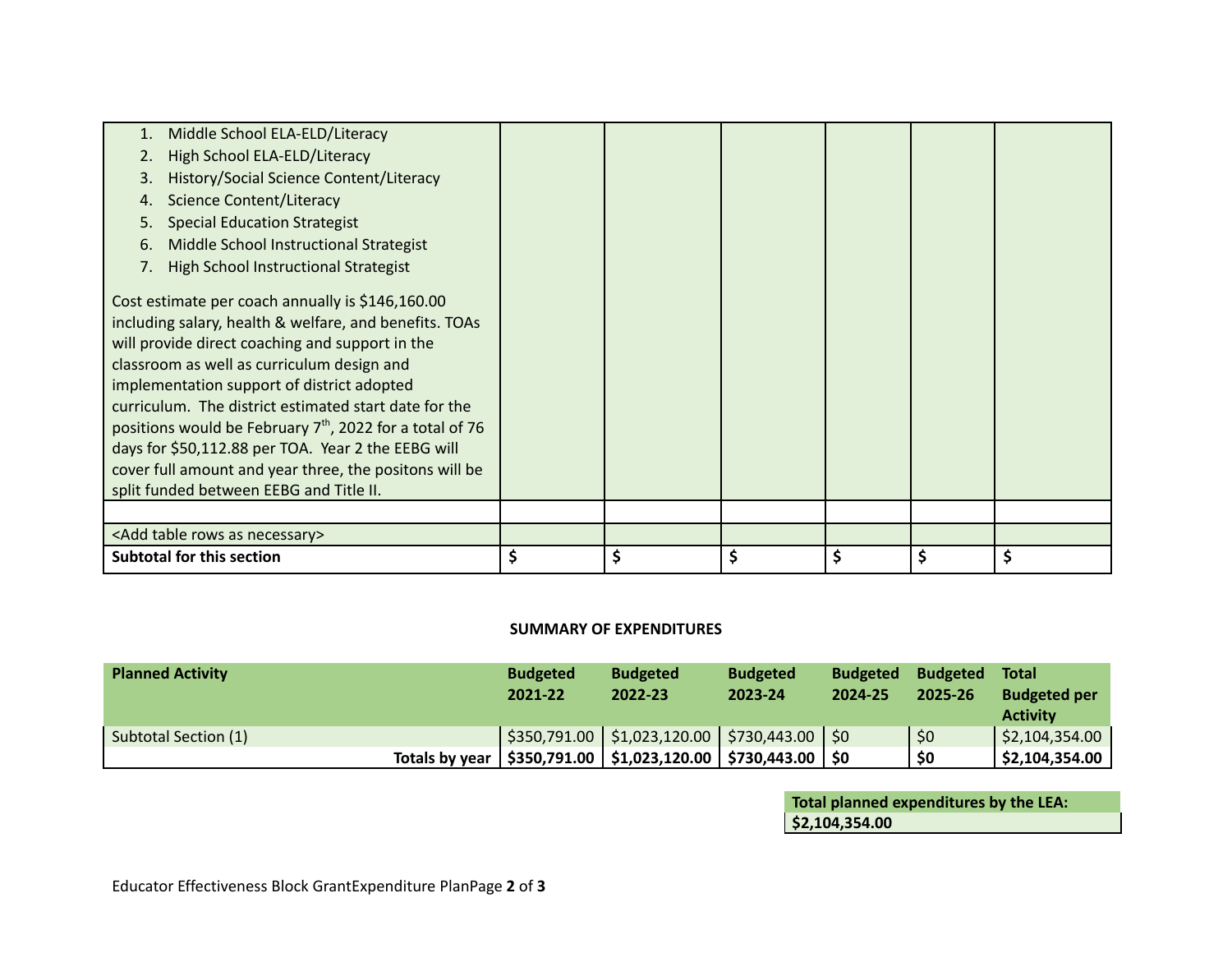| | | | | | |
|---|---|---|---|---|---|
| 1. Middle School ELA-ELD/Literacy<br>2. High School ELA-ELD/Literacy<br>3. History/Social Science Content/Literacy<br>4. Science Content/Literacy<br>5. Special Education Strategist<br>6. Middle School Instructional Strategist<br>7. High School Instructional Strategist<br><br>Cost estimate per coach annually is $146,160.00 including salary, health & welfare, and benefits. TOAs will provide direct coaching and support in the classroom as well as curriculum design and implementation support of district adopted curriculum. The district estimated start date for the positions would be February 7th, 2022 for a total of 76 days for $50,112.88 per TOA. Year 2 the EEBG will cover full amount and year three, the positons will be split funded between EEBG and Title II. | | | | | |
| | | | | | |
| <Add table rows as necessary> | | | | | |
| **Subtotal for this section** | **$** | **$** | **$** | **$** | **$** |

**SUMMARY OF EXPENDITURES**

| Planned Activity | Budgeted 2021-22 | Budgeted 2022-23 | Budgeted 2023-24 | Budgeted 2024-25 | Budgeted 2025-26 | Total Budgeted per Activity |
|---|---|---|---|---|---|---|
| Subtotal Section (1) | $350,791.00 | $1,023,120.00 | $730,443.00 | $0 | $0 | $2,104,354.00 |
| **Totals by year** | **$350,791.00** | **$1,023,120.00** | **$730,443.00** | **$0** | **$0** | **$2,104,354.00** |

| Total planned expenditures by the LEA: |
|---|
| **$2,104,354.00** |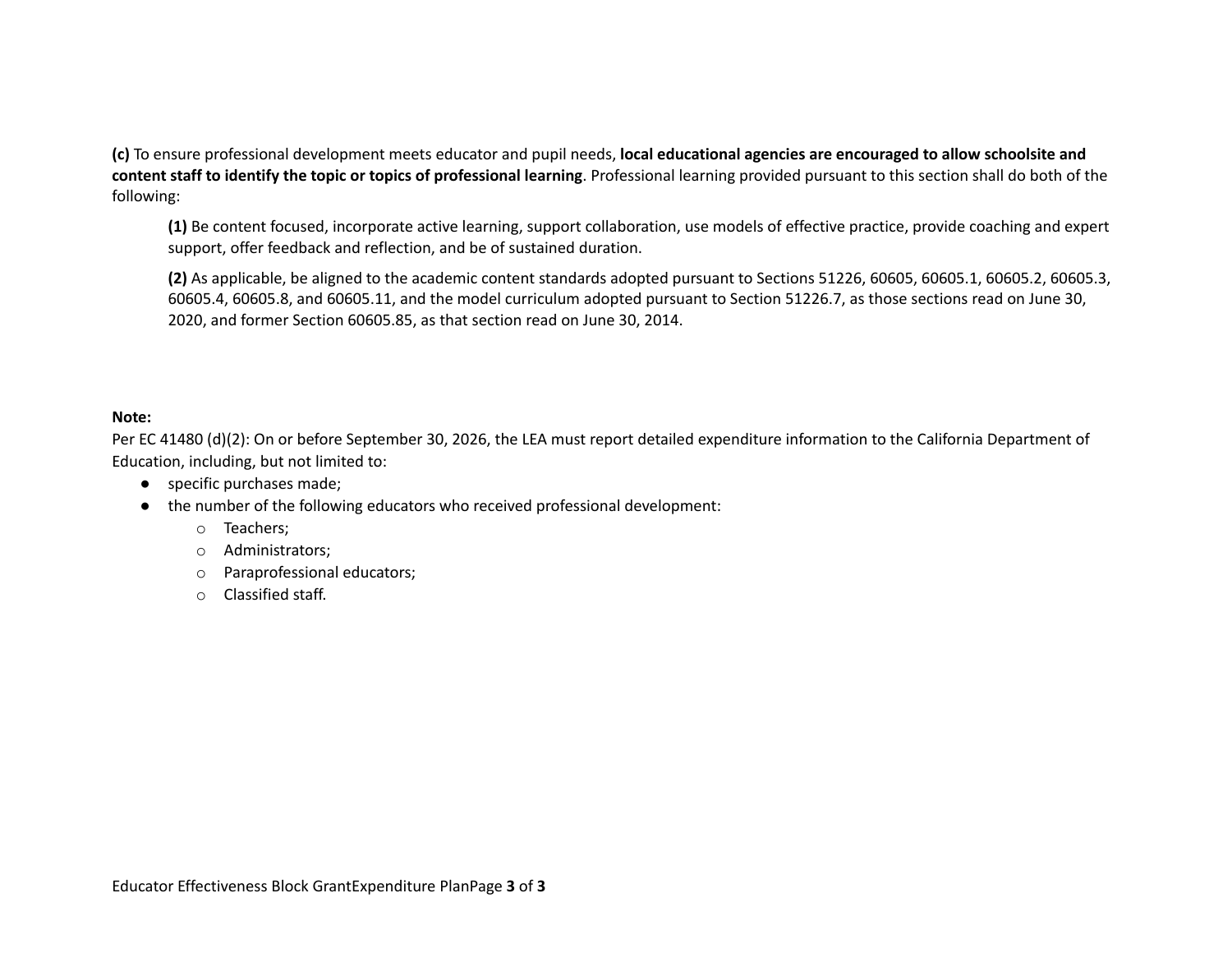**(c)** To ensure professional development meets educator and pupil needs, **local educational agencies are encouraged to allow schoolsite and content staff to identify the topic or topics of professional learning**. Professional learning provided pursuant to this section shall do both of the following:

> **(1)** Be content focused, incorporate active learning, support collaboration, use models of effective practice, provide coaching and expert support, offer feedback and reflection, and be of sustained duration.
>
> **(2)** As applicable, be aligned to the academic content standards adopted pursuant to Sections 51226, 60605, 60605.1, 60605.2, 60605.3, 60605.4, 60605.8, and 60605.11, and the model curriculum adopted pursuant to Section 51226.7, as those sections read on June 30, 2020, and former Section 60605.85, as that section read on June 30, 2014.

**Note:**

Per EC 41480 (d)(2): On or before September 30, 2026, the LEA must report detailed expenditure information to the California Department of Education, including, but not limited to:

- specific purchases made;
- the number of the following educators who received professional development:
  - Teachers;
  - Administrators;
  - Paraprofessional educators;
  - Classified staff.